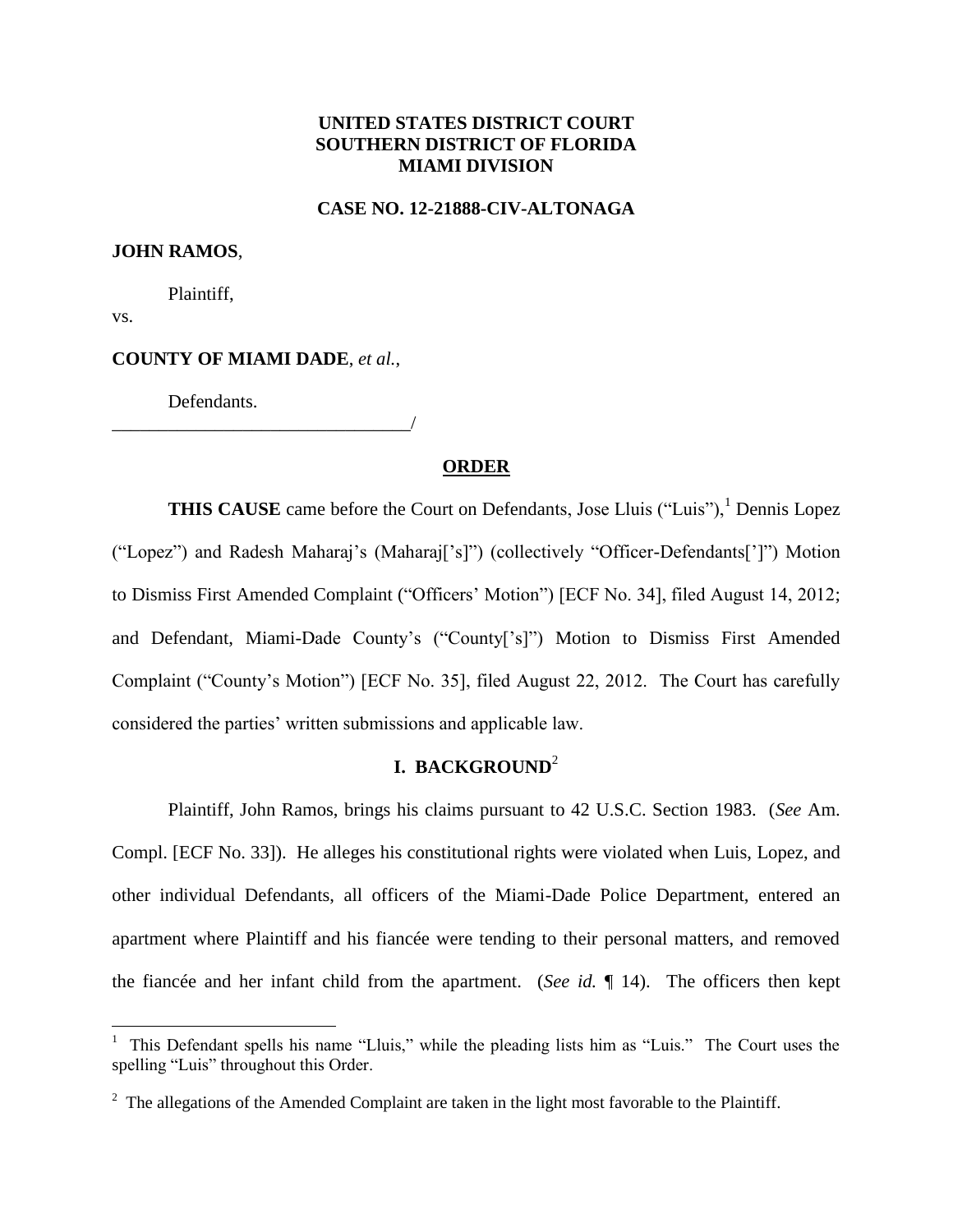**UNITED STATES DISTRICT COURT**
**SOUTHERN DISTRICT OF FLORIDA**
**MIAMI DIVISION**

**CASE NO. 12-21888-CIV-ALTONAGA**

**JOHN RAMOS**,

Plaintiff,

vs.

**COUNTY OF MIAMI DADE**, *et al.*,

Defendants.
_________________________________/

**ORDER**

**THIS CAUSE** came before the Court on Defendants, Jose Lluis ("Luis"),[1] Dennis Lopez ("Lopez") and Radesh Maharaj's (Maharaj['s]") (collectively "Officer-Defendants[']") Motion to Dismiss First Amended Complaint ("Officers' Motion") [ECF No. 34], filed August 14, 2012; and Defendant, Miami-Dade County's ("County['s]") Motion to Dismiss First Amended Complaint ("County's Motion") [ECF No. 35], filed August 22, 2012. The Court has carefully considered the parties' written submissions and applicable law.

## I. BACKGROUND[2]

Plaintiff, John Ramos, brings his claims pursuant to 42 U.S.C. Section 1983. (*See* Am. Compl. [ECF No. 33]). He alleges his constitutional rights were violated when Luis, Lopez, and other individual Defendants, all officers of the Miami-Dade Police Department, entered an apartment where Plaintiff and his fiancée were tending to their personal matters, and removed the fiancée and her infant child from the apartment. (*See id.* ¶ 14). The officers then kept

---

[1] This Defendant spells his name "Lluis," while the pleading lists him as "Luis." The Court uses the spelling "Luis" throughout this Order.

[2] The allegations of the Amended Complaint are taken in the light most favorable to the Plaintiff.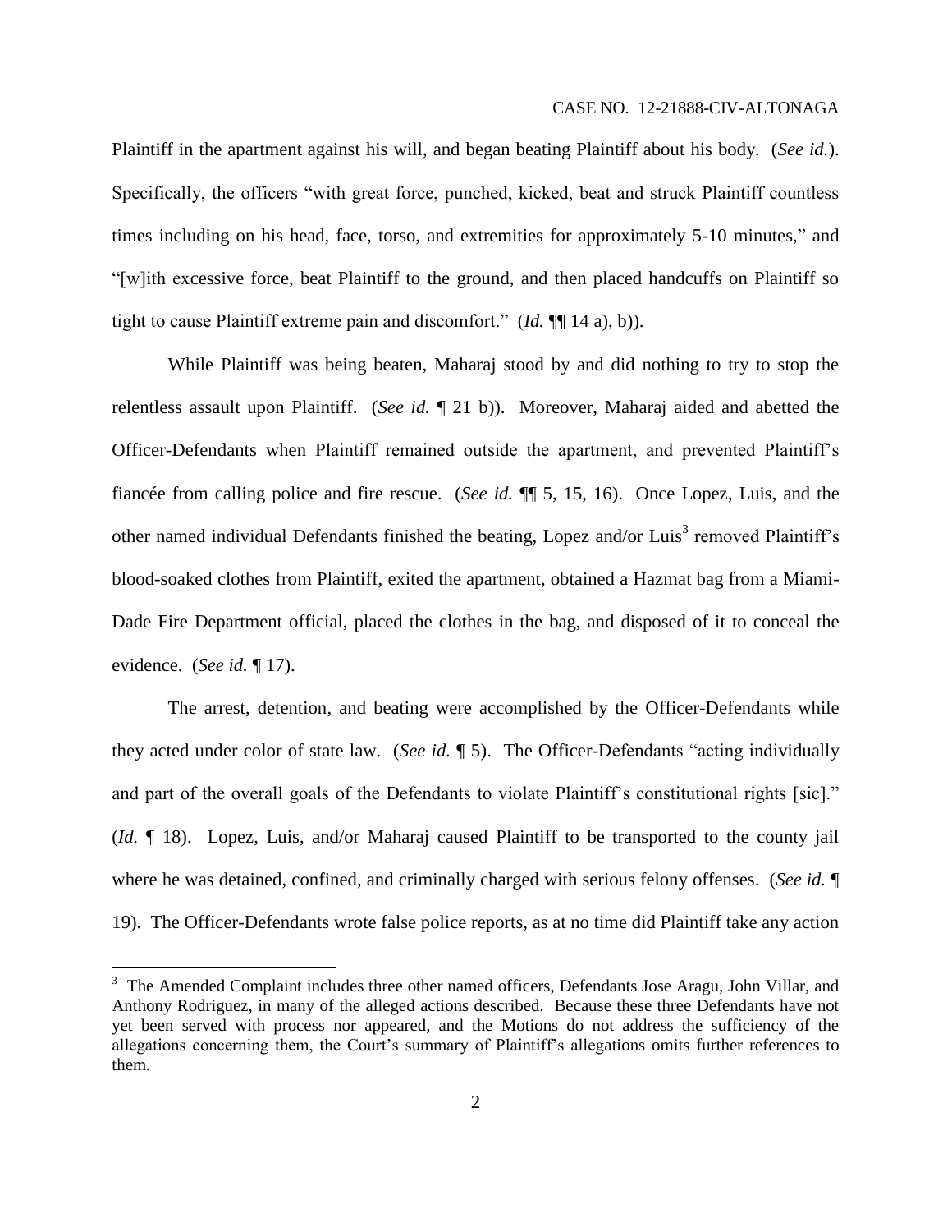Plaintiff in the apartment against his will, and began beating Plaintiff about his body. (*See id.*). Specifically, the officers "with great force, punched, kicked, beat and struck Plaintiff countless times including on his head, face, torso, and extremities for approximately 5-10 minutes," and "[w]ith excessive force, beat Plaintiff to the ground, and then placed handcuffs on Plaintiff so tight to cause Plaintiff extreme pain and discomfort." (*Id.* ¶¶ 14 a), b)).

While Plaintiff was being beaten, Maharaj stood by and did nothing to try to stop the relentless assault upon Plaintiff. (*See id.* ¶ 21 b)). Moreover, Maharaj aided and abetted the Officer-Defendants when Plaintiff remained outside the apartment, and prevented Plaintiff's fiancée from calling police and fire rescue. (*See id.* ¶¶ 5, 15, 16). Once Lopez, Luis, and the other named individual Defendants finished the beating, Lopez and/or Luis[3] removed Plaintiff's blood-soaked clothes from Plaintiff, exited the apartment, obtained a Hazmat bag from a Miami-Dade Fire Department official, placed the clothes in the bag, and disposed of it to conceal the evidence. (*See id.* ¶ 17).

The arrest, detention, and beating were accomplished by the Officer-Defendants while they acted under color of state law. (*See id.* ¶ 5). The Officer-Defendants "acting individually and part of the overall goals of the Defendants to violate Plaintiff's constitutional rights [sic]." (*Id.* ¶ 18). Lopez, Luis, and/or Maharaj caused Plaintiff to be transported to the county jail where he was detained, confined, and criminally charged with serious felony offenses. (*See id.* ¶ 19). The Officer-Defendants wrote false police reports, as at no time did Plaintiff take any action

[3] The Amended Complaint includes three other named officers, Defendants Jose Aragu, John Villar, and Anthony Rodriguez, in many of the alleged actions described. Because these three Defendants have not yet been served with process nor appeared, and the Motions do not address the sufficiency of the allegations concerning them, the Court's summary of Plaintiff's allegations omits further references to them.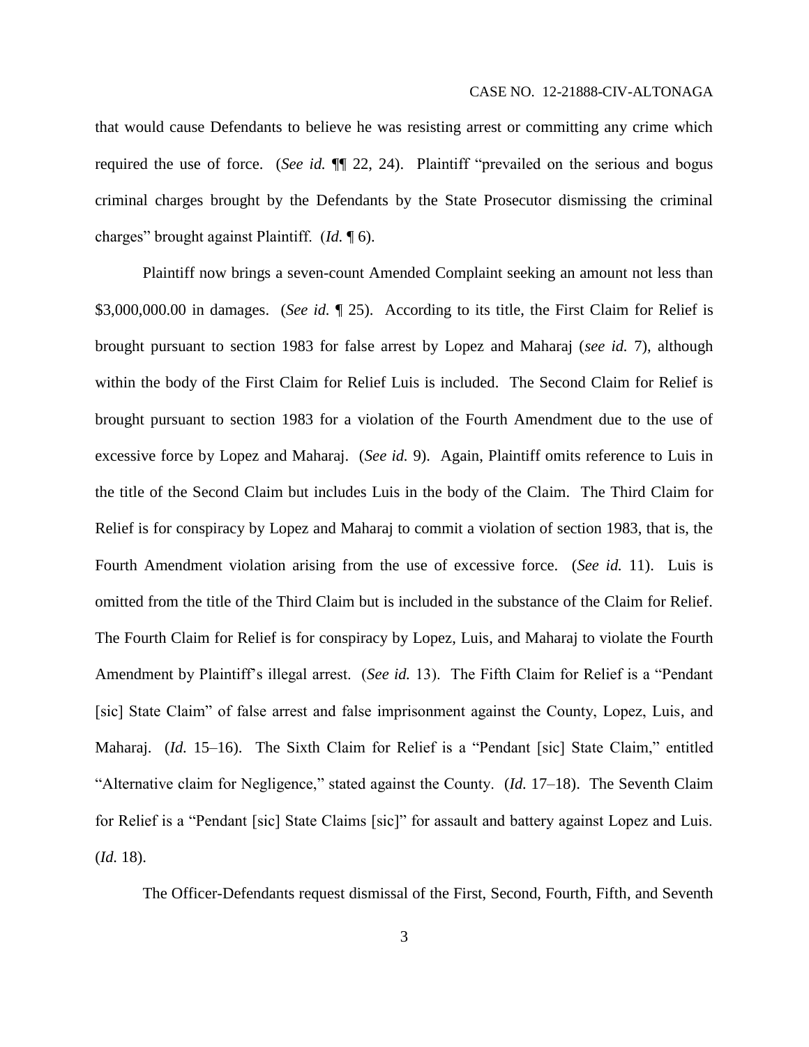that would cause Defendants to believe he was resisting arrest or committing any crime which required the use of force. (*See id.* ¶¶ 22, 24). Plaintiff "prevailed on the serious and bogus criminal charges brought by the Defendants by the State Prosecutor dismissing the criminal charges" brought against Plaintiff. (*Id.* ¶ 6).

Plaintiff now brings a seven-count Amended Complaint seeking an amount not less than $3,000,000.00 in damages. (*See id.* ¶ 25). According to its title, the First Claim for Relief is brought pursuant to section 1983 for false arrest by Lopez and Maharaj (*see id.* 7), although within the body of the First Claim for Relief Luis is included. The Second Claim for Relief is brought pursuant to section 1983 for a violation of the Fourth Amendment due to the use of excessive force by Lopez and Maharaj. (*See id.* 9). Again, Plaintiff omits reference to Luis in the title of the Second Claim but includes Luis in the body of the Claim. The Third Claim for Relief is for conspiracy by Lopez and Maharaj to commit a violation of section 1983, that is, the Fourth Amendment violation arising from the use of excessive force. (*See id.* 11). Luis is omitted from the title of the Third Claim but is included in the substance of the Claim for Relief. The Fourth Claim for Relief is for conspiracy by Lopez, Luis, and Maharaj to violate the Fourth Amendment by Plaintiff's illegal arrest. (*See id.* 13). The Fifth Claim for Relief is a "Pendant [sic] State Claim" of false arrest and false imprisonment against the County, Lopez, Luis, and Maharaj. (*Id.* 15–16). The Sixth Claim for Relief is a "Pendant [sic] State Claim," entitled "Alternative claim for Negligence," stated against the County. (*Id.* 17–18). The Seventh Claim for Relief is a "Pendant [sic] State Claims [sic]" for assault and battery against Lopez and Luis. (*Id.* 18).

The Officer-Defendants request dismissal of the First, Second, Fourth, Fifth, and Seventh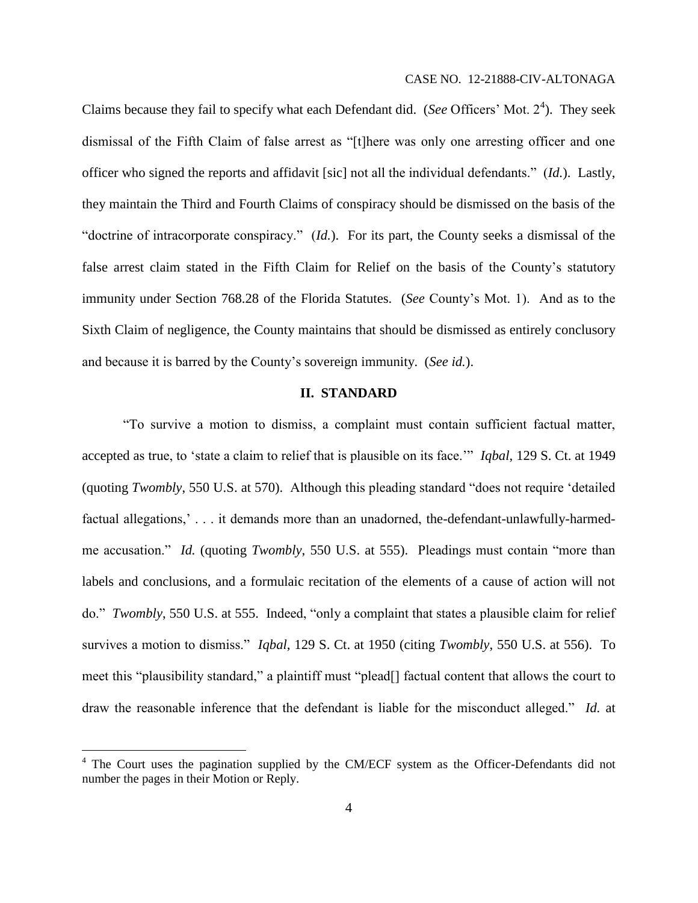Claims because they fail to specify what each Defendant did. (*See* Officers' Mot. 2[4]). They seek dismissal of the Fifth Claim of false arrest as "[t]here was only one arresting officer and one officer who signed the reports and affidavit [sic] not all the individual defendants." (*Id.*). Lastly, they maintain the Third and Fourth Claims of conspiracy should be dismissed on the basis of the "doctrine of intracorporate conspiracy." (*Id.*). For its part, the County seeks a dismissal of the false arrest claim stated in the Fifth Claim for Relief on the basis of the County's statutory immunity under Section 768.28 of the Florida Statutes. (*See* County's Mot. 1). And as to the Sixth Claim of negligence, the County maintains that should be dismissed as entirely conclusory and because it is barred by the County's sovereign immunity. (*See id.*).

## II. STANDARD

"To survive a motion to dismiss, a complaint must contain sufficient factual matter, accepted as true, to 'state a claim to relief that is plausible on its face.'" *Iqbal*, 129 S. Ct. at 1949 (quoting *Twombly*, 550 U.S. at 570). Although this pleading standard "does not require 'detailed factual allegations,' . . . it demands more than an unadorned, the-defendant-unlawfully-harmed-me accusation." *Id.* (quoting *Twombly*, 550 U.S. at 555). Pleadings must contain "more than labels and conclusions, and a formulaic recitation of the elements of a cause of action will not do." *Twombly*, 550 U.S. at 555. Indeed, "only a complaint that states a plausible claim for relief survives a motion to dismiss." *Iqbal*, 129 S. Ct. at 1950 (citing *Twombly*, 550 U.S. at 556). To meet this "plausibility standard," a plaintiff must "plead[] factual content that allows the court to draw the reasonable inference that the defendant is liable for the misconduct alleged." *Id.* at

[4] The Court uses the pagination supplied by the CM/ECF system as the Officer-Defendants did not number the pages in their Motion or Reply.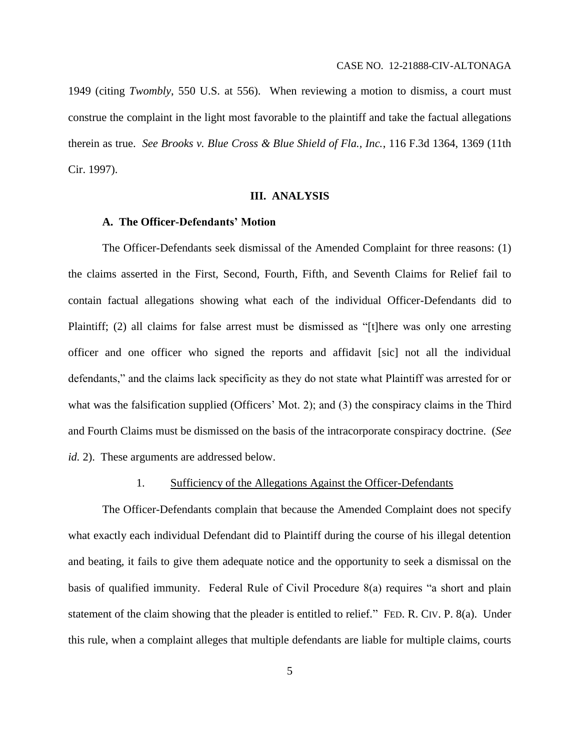1949 (citing *Twombly*, 550 U.S. at 556). When reviewing a motion to dismiss, a court must construe the complaint in the light most favorable to the plaintiff and take the factual allegations therein as true. *See Brooks v. Blue Cross & Blue Shield of Fla., Inc.*, 116 F.3d 1364, 1369 (11th Cir. 1997).

## III. ANALYSIS

### A. The Officer-Defendants' Motion

The Officer-Defendants seek dismissal of the Amended Complaint for three reasons: (1) the claims asserted in the First, Second, Fourth, Fifth, and Seventh Claims for Relief fail to contain factual allegations showing what each of the individual Officer-Defendants did to Plaintiff; (2) all claims for false arrest must be dismissed as "[t]here was only one arresting officer and one officer who signed the reports and affidavit [sic] not all the individual defendants," and the claims lack specificity as they do not state what Plaintiff was arrested for or what was the falsification supplied (Officers' Mot. 2); and (3) the conspiracy claims in the Third and Fourth Claims must be dismissed on the basis of the intracorporate conspiracy doctrine. (*See id.* 2). These arguments are addressed below.

#### 1. Sufficiency of the Allegations Against the Officer-Defendants

The Officer-Defendants complain that because the Amended Complaint does not specify what exactly each individual Defendant did to Plaintiff during the course of his illegal detention and beating, it fails to give them adequate notice and the opportunity to seek a dismissal on the basis of qualified immunity. Federal Rule of Civil Procedure 8(a) requires "a short and plain statement of the claim showing that the pleader is entitled to relief." FED. R. CIV. P. 8(a). Under this rule, when a complaint alleges that multiple defendants are liable for multiple claims, courts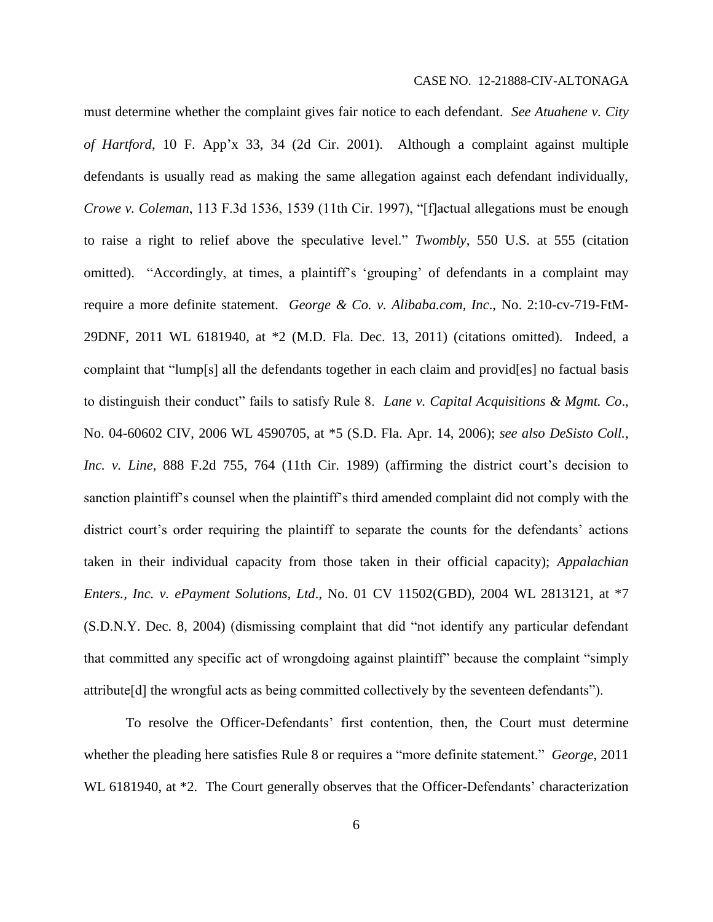must determine whether the complaint gives fair notice to each defendant. *See Atuahene v. City of Hartford*, 10 F. App'x 33, 34 (2d Cir. 2001). Although a complaint against multiple defendants is usually read as making the same allegation against each defendant individually, *Crowe v. Coleman*, 113 F.3d 1536, 1539 (11th Cir. 1997), "[f]actual allegations must be enough to raise a right to relief above the speculative level." *Twombly*, 550 U.S. at 555 (citation omitted). "Accordingly, at times, a plaintiff's 'grouping' of defendants in a complaint may require a more definite statement. *George & Co. v. Alibaba.com, Inc*., No. 2:10-cv-719-FtM-29DNF, 2011 WL 6181940, at *2 (M.D. Fla. Dec. 13, 2011) (citations omitted). Indeed, a complaint that "lump[s] all the defendants together in each claim and provid[es] no factual basis to distinguish their conduct" fails to satisfy Rule 8. *Lane v. Capital Acquisitions & Mgmt. Co*., No. 04-60602 CIV, 2006 WL 4590705, at *5 (S.D. Fla. Apr. 14, 2006); *see also DeSisto Coll., Inc. v. Line*, 888 F.2d 755, 764 (11th Cir. 1989) (affirming the district court's decision to sanction plaintiff's counsel when the plaintiff's third amended complaint did not comply with the district court's order requiring the plaintiff to separate the counts for the defendants' actions taken in their individual capacity from those taken in their official capacity); *Appalachian Enters., Inc. v. ePayment Solutions, Ltd*., No. 01 CV 11502(GBD), 2004 WL 2813121, at *7 (S.D.N.Y. Dec. 8, 2004) (dismissing complaint that did "not identify any particular defendant that committed any specific act of wrongdoing against plaintiff" because the complaint "simply attribute[d] the wrongful acts as being committed collectively by the seventeen defendants").

To resolve the Officer-Defendants' first contention, then, the Court must determine whether the pleading here satisfies Rule 8 or requires a "more definite statement." *George*, 2011 WL 6181940, at *2. The Court generally observes that the Officer-Defendants' characterization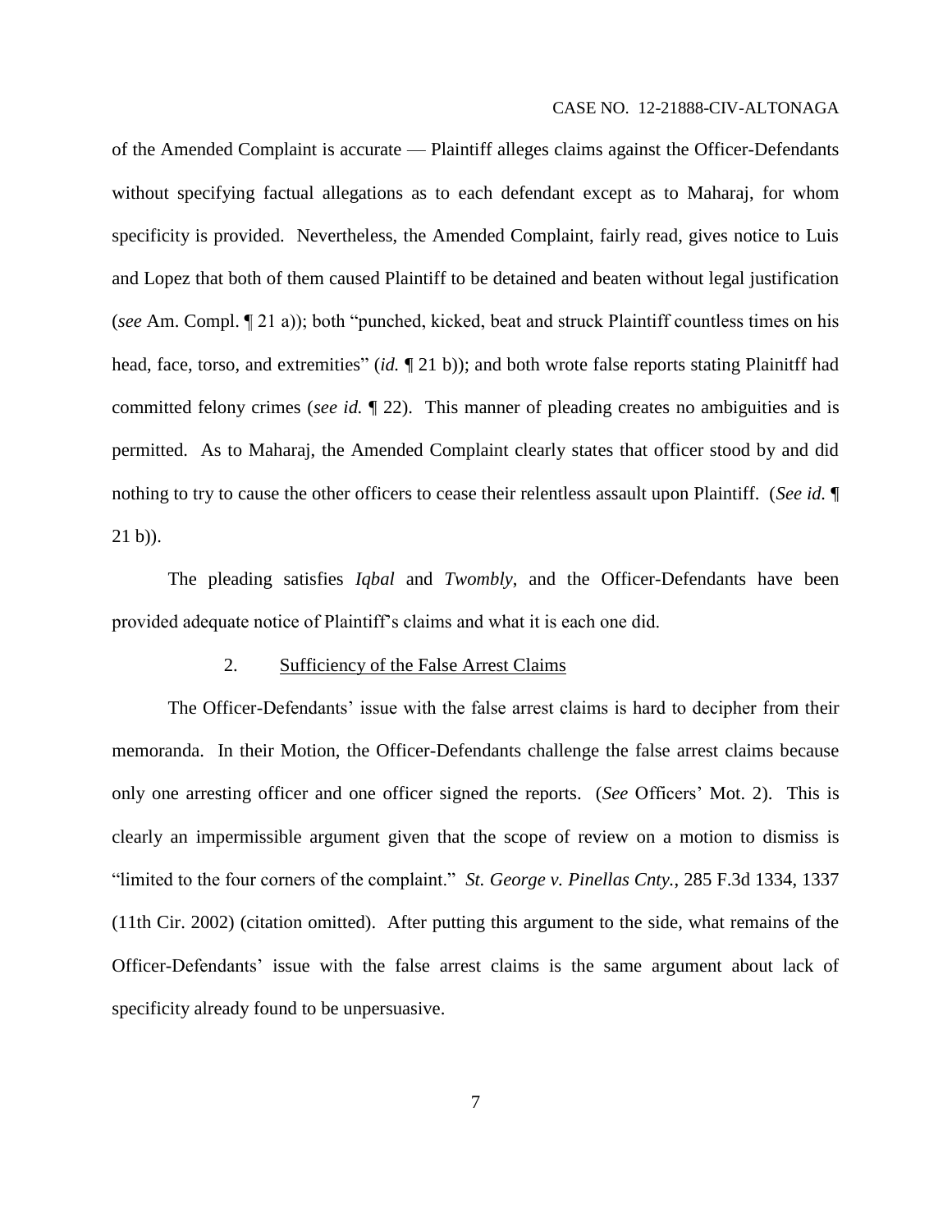of the Amended Complaint is accurate — Plaintiff alleges claims against the Officer-Defendants without specifying factual allegations as to each defendant except as to Maharaj, for whom specificity is provided. Nevertheless, the Amended Complaint, fairly read, gives notice to Luis and Lopez that both of them caused Plaintiff to be detained and beaten without legal justification (*see* Am. Compl. ¶ 21 a)); both "punched, kicked, beat and struck Plaintiff countless times on his head, face, torso, and extremities" (*id.* ¶ 21 b)); and both wrote false reports stating Plainitff had committed felony crimes (*see id.* ¶ 22). This manner of pleading creates no ambiguities and is permitted. As to Maharaj, the Amended Complaint clearly states that officer stood by and did nothing to try to cause the other officers to cease their relentless assault upon Plaintiff. (*See id.* ¶ 21 b)).

The pleading satisfies *Iqbal* and *Twombly*, and the Officer-Defendants have been provided adequate notice of Plaintiff's claims and what it is each one did.

2. Sufficiency of the False Arrest Claims

The Officer-Defendants' issue with the false arrest claims is hard to decipher from their memoranda. In their Motion, the Officer-Defendants challenge the false arrest claims because only one arresting officer and one officer signed the reports. (*See* Officers' Mot. 2). This is clearly an impermissible argument given that the scope of review on a motion to dismiss is "limited to the four corners of the complaint." *St. George v. Pinellas Cnty.*, 285 F.3d 1334, 1337 (11th Cir. 2002) (citation omitted). After putting this argument to the side, what remains of the Officer-Defendants' issue with the false arrest claims is the same argument about lack of specificity already found to be unpersuasive.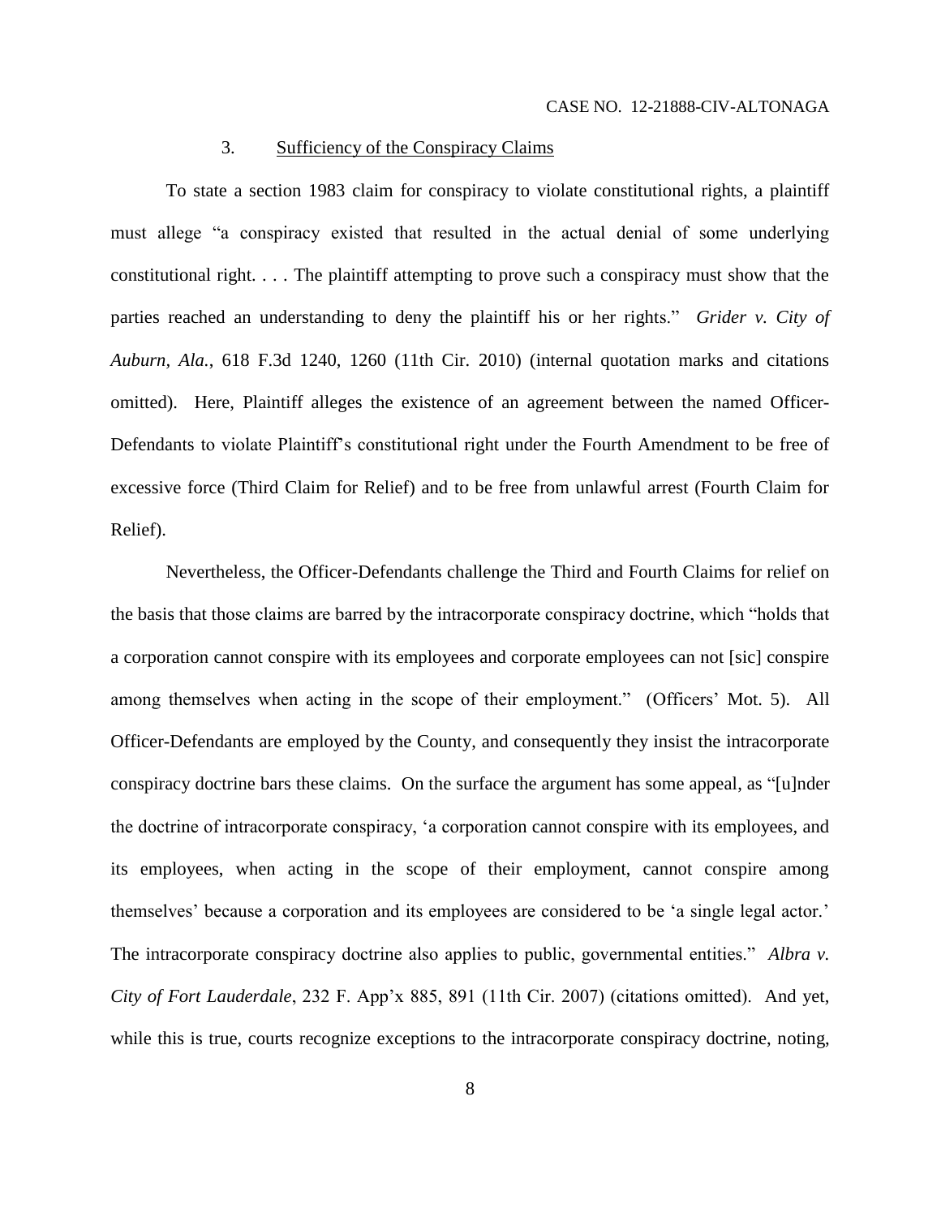### 3. Sufficiency of the Conspiracy Claims

To state a section 1983 claim for conspiracy to violate constitutional rights, a plaintiff must allege "a conspiracy existed that resulted in the actual denial of some underlying constitutional right. . . . The plaintiff attempting to prove such a conspiracy must show that the parties reached an understanding to deny the plaintiff his or her rights." *Grider v. City of Auburn, Ala.*, 618 F.3d 1240, 1260 (11th Cir. 2010) (internal quotation marks and citations omitted). Here, Plaintiff alleges the existence of an agreement between the named Officer-Defendants to violate Plaintiff's constitutional right under the Fourth Amendment to be free of excessive force (Third Claim for Relief) and to be free from unlawful arrest (Fourth Claim for Relief).

Nevertheless, the Officer-Defendants challenge the Third and Fourth Claims for relief on the basis that those claims are barred by the intracorporate conspiracy doctrine, which "holds that a corporation cannot conspire with its employees and corporate employees can not [sic] conspire among themselves when acting in the scope of their employment." (Officers' Mot. 5). All Officer-Defendants are employed by the County, and consequently they insist the intracorporate conspiracy doctrine bars these claims. On the surface the argument has some appeal, as "[u]nder the doctrine of intracorporate conspiracy, 'a corporation cannot conspire with its employees, and its employees, when acting in the scope of their employment, cannot conspire among themselves' because a corporation and its employees are considered to be 'a single legal actor.' The intracorporate conspiracy doctrine also applies to public, governmental entities." *Albra v. City of Fort Lauderdale*, 232 F. App'x 885, 891 (11th Cir. 2007) (citations omitted). And yet, while this is true, courts recognize exceptions to the intracorporate conspiracy doctrine, noting,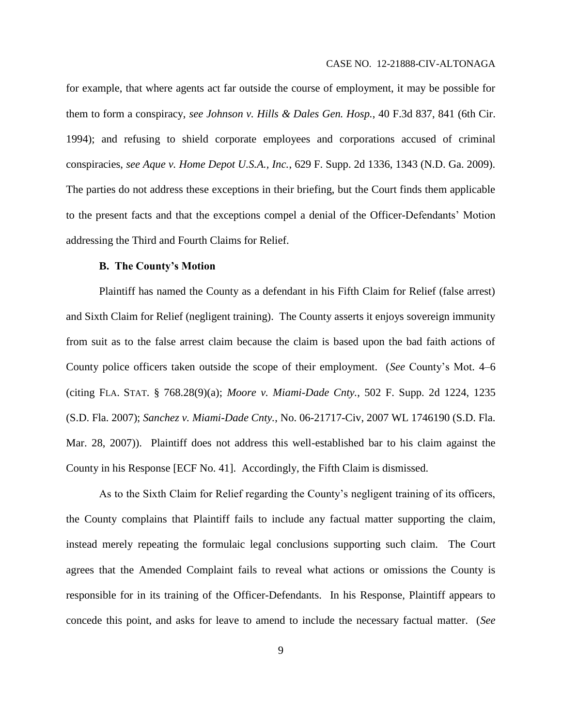for example, that where agents act far outside the course of employment, it may be possible for them to form a conspiracy, *see Johnson v. Hills & Dales Gen. Hosp.*, 40 F.3d 837, 841 (6th Cir. 1994); and refusing to shield corporate employees and corporations accused of criminal conspiracies, *see Aque v. Home Depot U.S.A., Inc.*, 629 F. Supp. 2d 1336, 1343 (N.D. Ga. 2009). The parties do not address these exceptions in their briefing, but the Court finds them applicable to the present facts and that the exceptions compel a denial of the Officer-Defendants' Motion addressing the Third and Fourth Claims for Relief.

**B. The County's Motion**

Plaintiff has named the County as a defendant in his Fifth Claim for Relief (false arrest) and Sixth Claim for Relief (negligent training). The County asserts it enjoys sovereign immunity from suit as to the false arrest claim because the claim is based upon the bad faith actions of County police officers taken outside the scope of their employment. (*See* County's Mot. 4–6 (citing FLA. STAT. § 768.28(9)(a); *Moore v. Miami-Dade Cnty.*, 502 F. Supp. 2d 1224, 1235 (S.D. Fla. 2007); *Sanchez v. Miami-Dade Cnty.*, No. 06-21717-Civ, 2007 WL 1746190 (S.D. Fla. Mar. 28, 2007)). Plaintiff does not address this well-established bar to his claim against the County in his Response [ECF No. 41]. Accordingly, the Fifth Claim is dismissed.

As to the Sixth Claim for Relief regarding the County's negligent training of its officers, the County complains that Plaintiff fails to include any factual matter supporting the claim, instead merely repeating the formulaic legal conclusions supporting such claim. The Court agrees that the Amended Complaint fails to reveal what actions or omissions the County is responsible for in its training of the Officer-Defendants. In his Response, Plaintiff appears to concede this point, and asks for leave to amend to include the necessary factual matter. (*See*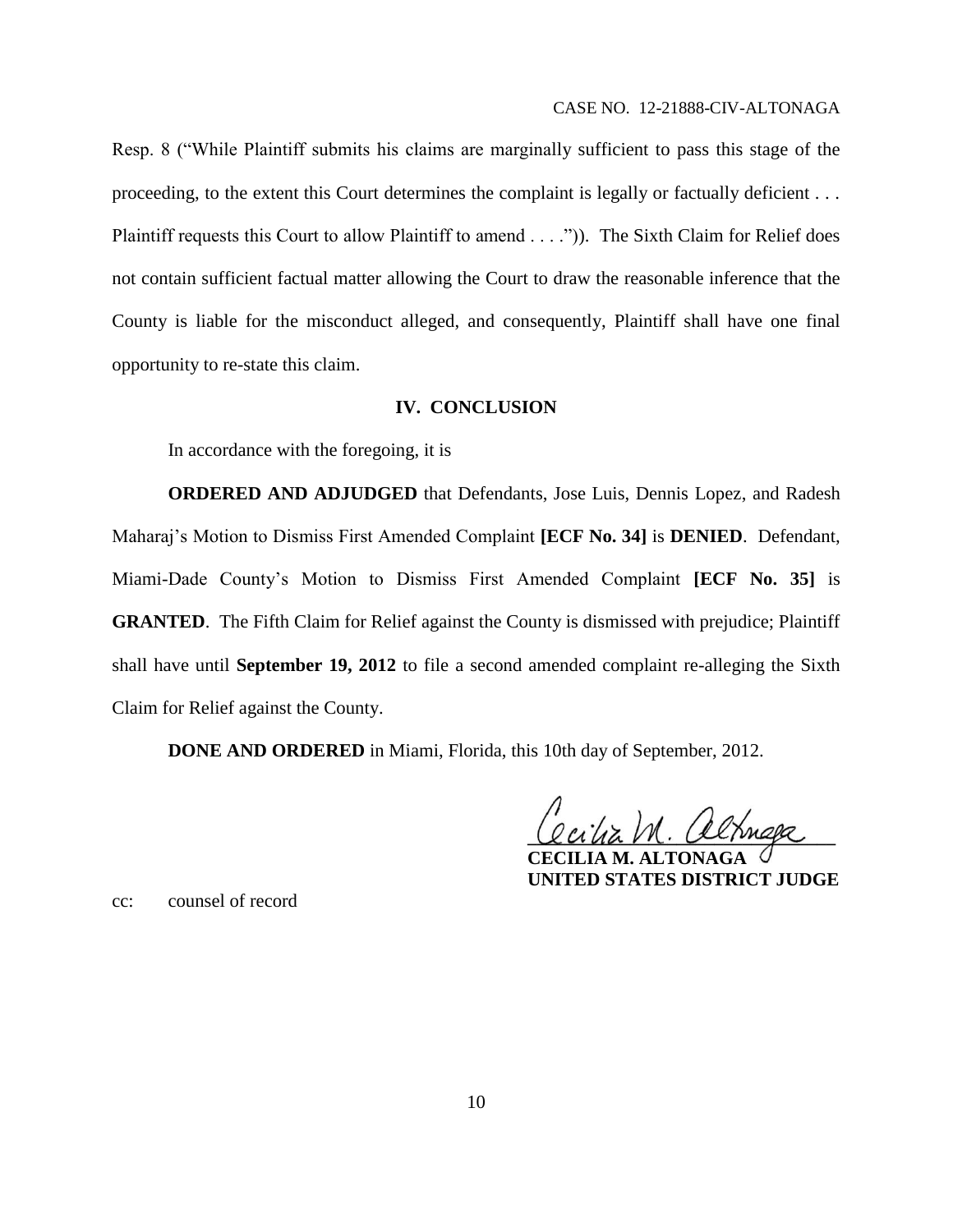Resp. 8 ("While Plaintiff submits his claims are marginally sufficient to pass this stage of the proceeding, to the extent this Court determines the complaint is legally or factually deficient . . . Plaintiff requests this Court to allow Plaintiff to amend . . . ."). The Sixth Claim for Relief does not contain sufficient factual matter allowing the Court to draw the reasonable inference that the County is liable for the misconduct alleged, and consequently, Plaintiff shall have one final opportunity to re-state this claim.

## IV. CONCLUSION

In accordance with the foregoing, it is

**ORDERED AND ADJUDGED** that Defendants, Jose Luis, Dennis Lopez, and Radesh Maharaj's Motion to Dismiss First Amended Complaint **[ECF No. 34]** is **DENIED**. Defendant, Miami-Dade County's Motion to Dismiss First Amended Complaint **[ECF No. 35]** is **GRANTED**. The Fifth Claim for Relief against the County is dismissed with prejudice; Plaintiff shall have until **September 19, 2012** to file a second amended complaint re-alleging the Sixth Claim for Relief against the County.

**DONE AND ORDERED** in Miami, Florida, this 10th day of September, 2012.

**CECILIA M. ALTONAGA**
**UNITED STATES DISTRICT JUDGE**

cc: counsel of record